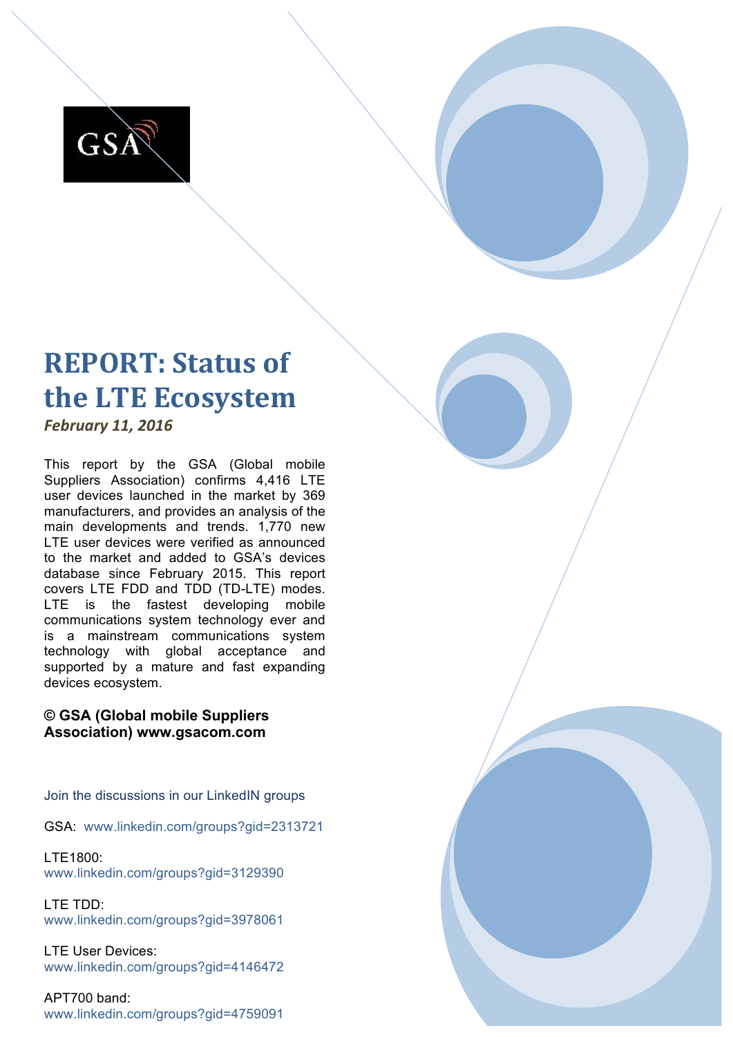GSA

# REPORT: Status of the LTE Ecosystem

***February 11, 2016***

This report by the GSA (Global mobile Suppliers Association) confirms 4,416 LTE user devices launched in the market by 369 manufacturers, and provides an analysis of the main developments and trends. 1,770 new LTE user devices were verified as announced to the market and added to GSA's devices database since February 2015. This report covers LTE FDD and TDD (TD-LTE) modes. LTE is the fastest developing mobile communications system technology ever and is a mainstream communications system technology with global acceptance and supported by a mature and fast expanding devices ecosystem.

**© GSA (Global mobile Suppliers Association) www.gsacom.com**

Join the discussions in our LinkedIN groups

GSA: www.linkedin.com/groups?gid=2313721

LTE1800:
www.linkedin.com/groups?gid=3129390

LTE TDD:
www.linkedin.com/groups?gid=3978061

LTE User Devices:
www.linkedin.com/groups?gid=4146472

APT700 band:
www.linkedin.com/groups?gid=4759091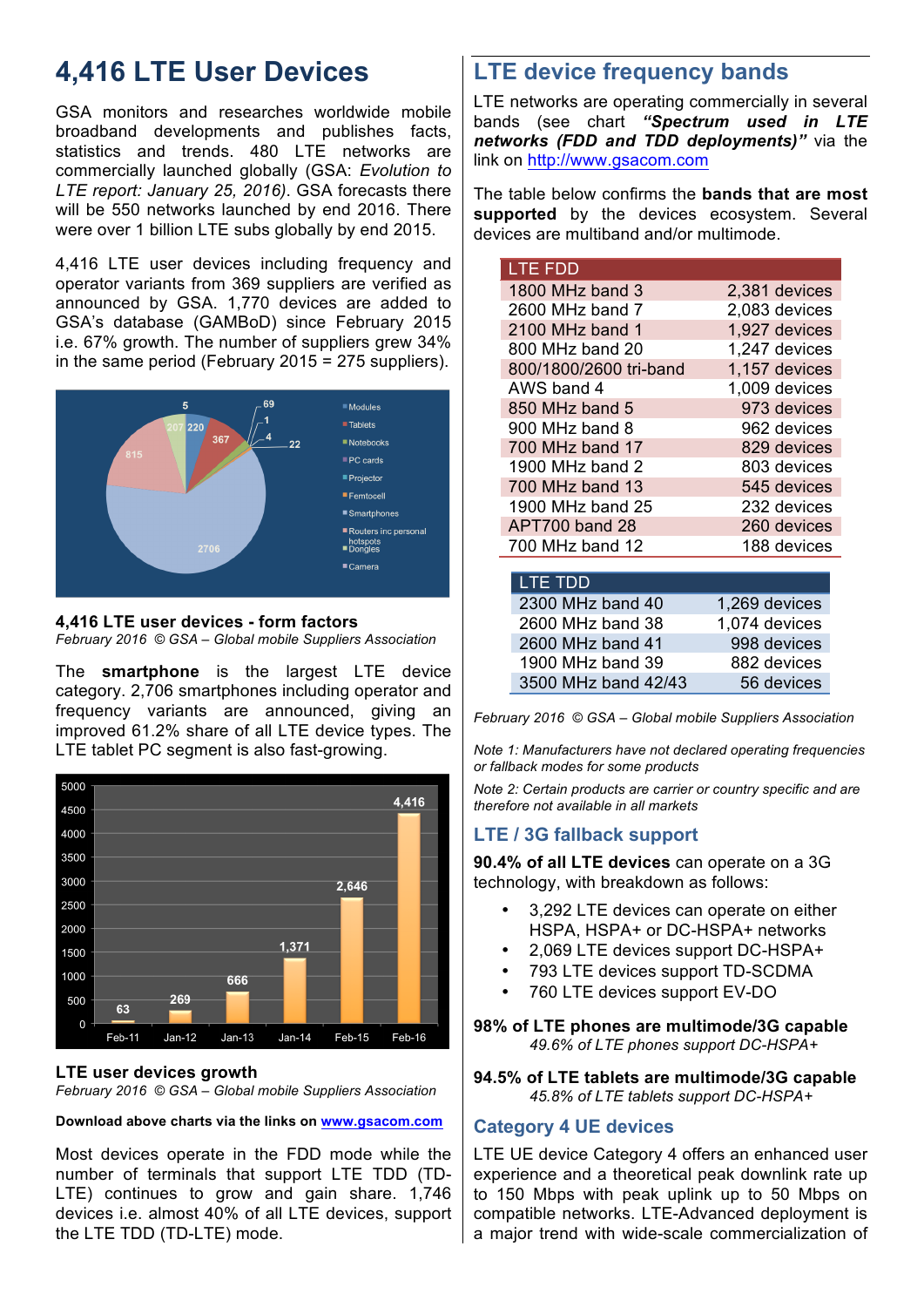# 4,416 LTE User Devices

GSA monitors and researches worldwide mobile broadband developments and publishes facts, statistics and trends. 480 LTE networks are commercially launched globally (GSA: *Evolution to LTE report: January 25, 2016)*. GSA forecasts there will be 550 networks launched by end 2016. There were over 1 billion LTE subs globally by end 2015.

4,416 LTE user devices including frequency and operator variants from 369 suppliers are verified as announced by GSA. 1,770 devices are added to GSA's database (GAMBoD) since February 2015 i.e. 67% growth. The number of suppliers grew 34% in the same period (February 2015 = 275 suppliers).

**4,416 LTE user devices - form factors**

*February 2016 © GSA – Global mobile Suppliers Association*

The **smartphone** is the largest LTE device category. 2,706 smartphones including operator and frequency variants are announced, giving an improved 61.2% share of all LTE device types. The LTE tablet PC segment is also fast-growing.

**LTE user devices growth**

*February 2016 © GSA – Global mobile Suppliers Association*

**Download above charts via the links on www.gsacom.com**

Most devices operate in the FDD mode while the number of terminals that support LTE TDD (TD-LTE) continues to grow and gain share. 1,746 devices i.e. almost 40% of all LTE devices, support the LTE TDD (TD-LTE) mode.

## LTE device frequency bands

LTE networks are operating commercially in several bands (see chart ***"Spectrum used in LTE networks (FDD and TDD deployments)"*** via the link on http://www.gsacom.com

The table below confirms the **bands that are most supported** by the devices ecosystem. Several devices are multiband and/or multimode.

| LTE FDD | |
|---|---|
| 1800 MHz band 3 | 2,381 devices |
| 2600 MHz band 7 | 2,083 devices |
| 2100 MHz band 1 | 1,927 devices |
| 800 MHz band 20 | 1,247 devices |
| 800/1800/2600 tri-band | 1,157 devices |
| AWS band 4 | 1,009 devices |
| 850 MHz band 5 | 973 devices |
| 900 MHz band 8 | 962 devices |
| 700 MHz band 17 | 829 devices |
| 1900 MHz band 2 | 803 devices |
| 700 MHz band 13 | 545 devices |
| 1900 MHz band 25 | 232 devices |
| APT700 band 28 | 260 devices |
| 700 MHz band 12 | 188 devices |

| LTE TDD | |
|---|---|
| 2300 MHz band 40 | 1,269 devices |
| 2600 MHz band 38 | 1,074 devices |
| 2600 MHz band 41 | 998 devices |
| 1900 MHz band 39 | 882 devices |
| 3500 MHz band 42/43 | 56 devices |

*February 2016 © GSA – Global mobile Suppliers Association*

*Note 1: Manufacturers have not declared operating frequencies or fallback modes for some products*

*Note 2: Certain products are carrier or country specific and are therefore not available in all markets*

## LTE / 3G fallback support

**90.4% of all LTE devices** can operate on a 3G technology, with breakdown as follows:

- 3,292 LTE devices can operate on either HSPA, HSPA+ or DC-HSPA+ networks
- 2,069 LTE devices support DC-HSPA+
- 793 LTE devices support TD-SCDMA
- 760 LTE devices support EV-DO

**98% of LTE phones are multimode/3G capable**

*49.6% of LTE phones support DC-HSPA+*

**94.5% of LTE tablets are multimode/3G capable**

*45.8% of LTE tablets support DC-HSPA+*

## Category 4 UE devices

LTE UE device Category 4 offers an enhanced user experience and a theoretical peak downlink rate up to 150 Mbps with peak uplink up to 50 Mbps on compatible networks. LTE-Advanced deployment is a major trend with wide-scale commercialization of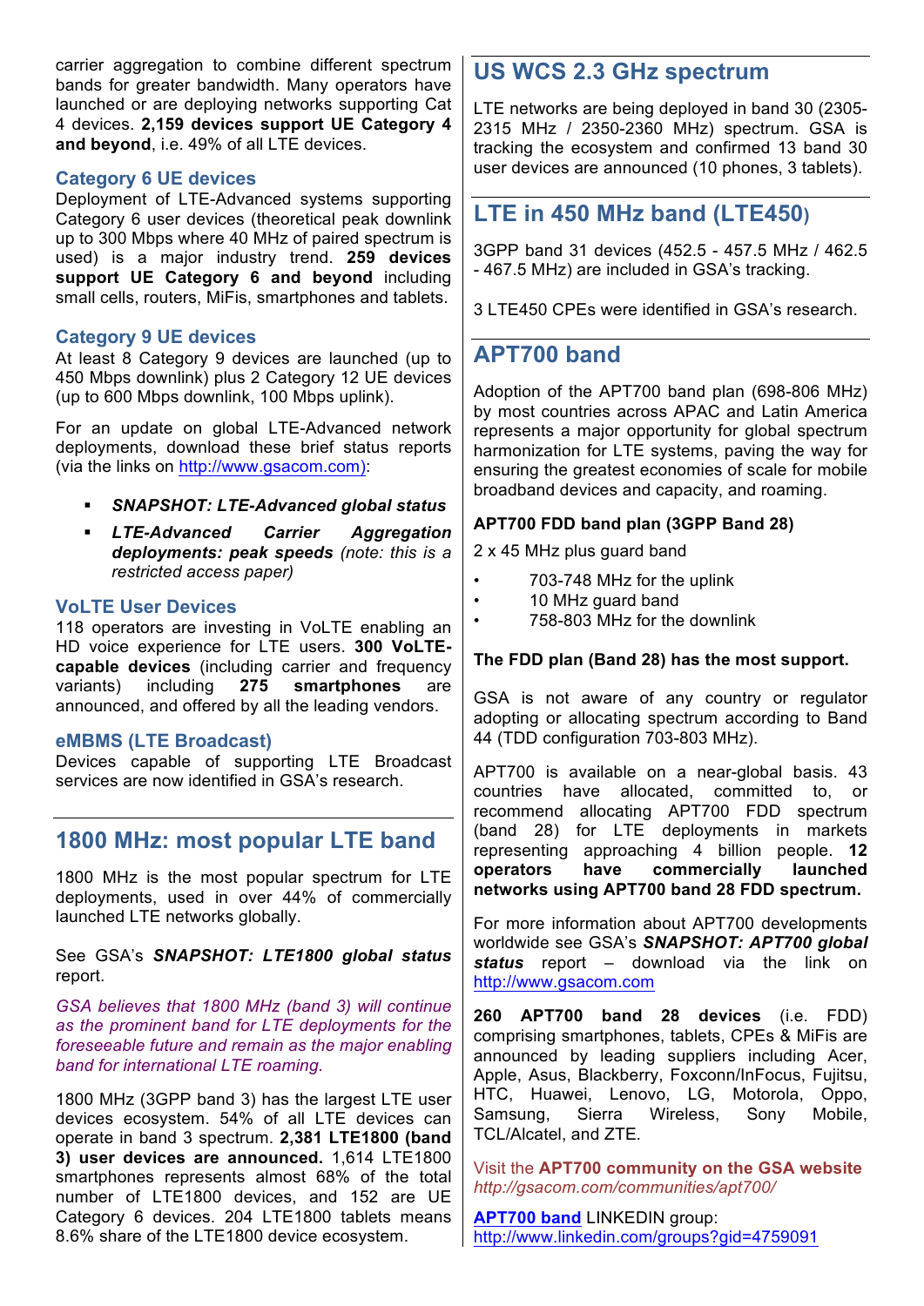carrier aggregation to combine different spectrum bands for greater bandwidth. Many operators have launched or are deploying networks supporting Cat 4 devices. **2,159 devices support UE Category 4 and beyond**, i.e. 49% of all LTE devices.

### Category 6 UE devices

Deployment of LTE-Advanced systems supporting Category 6 user devices (theoretical peak downlink up to 300 Mbps where 40 MHz of paired spectrum is used) is a major industry trend. **259 devices support UE Category 6 and beyond** including small cells, routers, MiFis, smartphones and tablets.

### Category 9 UE devices

At least 8 Category 9 devices are launched (up to 450 Mbps downlink) plus 2 Category 12 UE devices (up to 600 Mbps downlink, 100 Mbps uplink).

For an update on global LTE-Advanced network deployments, download these brief status reports (via the links on http://www.gsacom.com):

- ***SNAPSHOT: LTE-Advanced global status***
- ***LTE-Advanced Carrier Aggregation deployments: peak speeds*** *(note: this is a restricted access paper)*

### VoLTE User Devices

118 operators are investing in VoLTE enabling an HD voice experience for LTE users. **300 VoLTE-capable devices** (including carrier and frequency variants) including **275 smartphones** are announced, and offered by all the leading vendors.

### eMBMS (LTE Broadcast)

Devices capable of supporting LTE Broadcast services are now identified in GSA's research.

## 1800 MHz: most popular LTE band

1800 MHz is the most popular spectrum for LTE deployments, used in over 44% of commercially launched LTE networks globally.

See GSA's ***SNAPSHOT: LTE1800 global status*** report.

*GSA believes that 1800 MHz (band 3) will continue as the prominent band for LTE deployments for the foreseeable future and remain as the major enabling band for international LTE roaming.*

1800 MHz (3GPP band 3) has the largest LTE user devices ecosystem. 54% of all LTE devices can operate in band 3 spectrum. **2,381 LTE1800 (band 3) user devices are announced.** 1,614 LTE1800 smartphones represents almost 68% of the total number of LTE1800 devices, and 152 are UE Category 6 devices. 204 LTE1800 tablets means 8.6% share of the LTE1800 device ecosystem.

## US WCS 2.3 GHz spectrum

LTE networks are being deployed in band 30 (2305-2315 MHz / 2350-2360 MHz) spectrum. GSA is tracking the ecosystem and confirmed 13 band 30 user devices are announced (10 phones, 3 tablets).

## LTE in 450 MHz band (LTE450)

3GPP band 31 devices (452.5 - 457.5 MHz / 462.5 - 467.5 MHz) are included in GSA's tracking.

3 LTE450 CPEs were identified in GSA's research.

## APT700 band

Adoption of the APT700 band plan (698-806 MHz) by most countries across APAC and Latin America represents a major opportunity for global spectrum harmonization for LTE systems, paving the way for ensuring the greatest economies of scale for mobile broadband devices and capacity, and roaming.

**APT700 FDD band plan (3GPP Band 28)**

2 x 45 MHz plus guard band

- 703-748 MHz for the uplink
- 10 MHz guard band
- 758-803 MHz for the downlink

**The FDD plan (Band 28) has the most support.**

GSA is not aware of any country or regulator adopting or allocating spectrum according to Band 44 (TDD configuration 703-803 MHz).

APT700 is available on a near-global basis. 43 countries have allocated, committed to, or recommend allocating APT700 FDD spectrum (band 28) for LTE deployments in markets representing approaching 4 billion people. **12 operators have commercially launched networks using APT700 band 28 FDD spectrum.**

For more information about APT700 developments worldwide see GSA's ***SNAPSHOT: APT700 global status*** report – download via the link on http://www.gsacom.com

**260 APT700 band 28 devices** (i.e. FDD) comprising smartphones, tablets, CPEs & MiFis are announced by leading suppliers Acer, Apple, Asus, Blackberry, Foxconn/InFocus, Fujitsu, HTC, Huawei, Lenovo, LG, Motorola, Oppo, Samsung, Sierra Wireless, Sony Mobile, TCL/Alcatel, and ZTE.

Visit the **APT700 community on the GSA website** *http://gsacom.com/communities/apt700/*

**APT700 band** LINKEDIN group: http://www.linkedin.com/groups?gid=4759091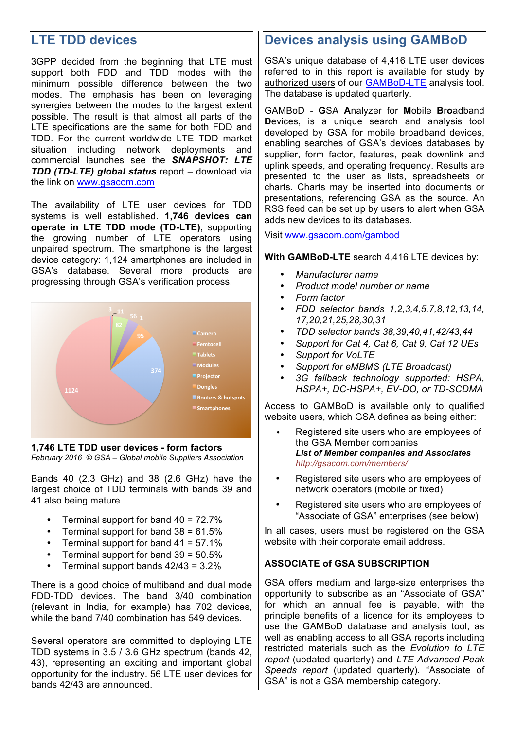## LTE TDD devices

3GPP decided from the beginning that LTE must support both FDD and TDD modes with the minimum possible difference between the two modes. The emphasis has been on leveraging synergies between the modes to the largest extent possible. The result is that almost all parts of the LTE specifications are the same for both FDD and TDD. For the current worldwide LTE TDD market situation including network deployments and commercial launches see the ***SNAPSHOT: LTE TDD (TD-LTE) global status*** report – download via the link on www.gsacom.com

The availability of LTE user devices for TDD systems is well established. **1,746 devices can operate in LTE TDD mode (TD-LTE),** supporting the growing number of LTE operators using unpaired spectrum. The smartphone is the largest device category: 1,124 smartphones are included in GSA's database. Several more products are progressing through GSA's verification process.

| Form factor | Devices |
|---|---|
| Camera | 3 |
| Femtocell | 11 |
| Tablets | 82 |
| Modules | 56 |
| Projector | 1 |
| Dongles | 95 |
| Routers & hotspots | 374 |
| Smartphones | 1124 |

**1,746 LTE TDD user devices - form factors**
*February 2016 © GSA – Global mobile Suppliers Association*

Bands 40 (2.3 GHz) and 38 (2.6 GHz) have the largest choice of TDD terminals with bands 39 and 41 also being mature.

- Terminal support for band 40 = 72.7%
- Terminal support for band 38 = 61.5%
- Terminal support for band 41 = 57.1%
- Terminal support for band 39 = 50.5%
- Terminal support bands 42/43 = 3.2%

There is a good choice of multiband and dual mode FDD-TDD devices. The band 3/40 combination (relevant in India, for example) has 702 devices, while the band 7/40 combination has 549 devices.

Several operators are committed to deploying LTE TDD systems in 3.5 / 3.6 GHz spectrum (bands 42, 43), representing an exciting and important global opportunity for the industry. 56 LTE user devices for bands 42/43 are announced.

## Devices analysis using GAMBoD

GSA's unique database of 4,416 LTE user devices referred to in this report is available for study by authorized users of our GAMBoD-LTE analysis tool. The database is updated quarterly.

GAMBoD - **G**SA **A**nalyzer for **M**obile **Bro**adband **D**evices, is a unique search and analysis tool developed by GSA for mobile broadband devices, enabling searches of GSA's devices databases by supplier, form factor, features, peak downlink and uplink speeds, and operating frequency. Results are presented to the user as lists, spreadsheets or charts. Charts may be inserted into documents or presentations, referencing GSA as the source. An RSS feed can be set up by users to alert when GSA adds new devices to its databases.

Visit www.gsacom.com/gambod

**With GAMBoD-LTE** search 4,416 LTE devices by:

- *Manufacturer name*
- *Product model number or name*
- *Form factor*
- *FDD selector bands 1,2,3,4,5,7,8,12,13,14, 17,20,21,25,28,30,31*
- *TDD selector bands 38,39,40,41,42/43,44*
- *Support for Cat 4, Cat 6, Cat 9, Cat 12 UEs*
- *Support for VoLTE*
- *Support for eMBMS (LTE Broadcast)*
- *3G fallback technology supported: HSPA, HSPA+, DC-HSPA+, EV-DO, or TD-SCDMA*

Access to GAMBoD is available only to qualified website users, which GSA defines as being either:

- Registered site users who are employees of the GSA Member companies
  ***List of Member companies and Associates***
  *http://gsacom.com/members/*
- Registered site users who are employees of network operators (mobile or fixed)
- Registered site users who are employees of "Associate of GSA" enterprises (see below)

In all cases, users must be registered on the GSA website with their corporate email address.

### ASSOCIATE of GSA SUBSCRIPTION

GSA offers medium and large-size enterprises the opportunity to subscribe as an "Associate of GSA" for which an annual fee is payable, with the principle benefits of a licence for its employees to use the GAMBoD database and analysis tool, as well as enabling access to all GSA reports including restricted materials such as the *Evolution to LTE report* (updated quarterly) and *LTE-Advanced Peak Speeds report* (updated quarterly). "Associate of GSA" is not a GSA membership category.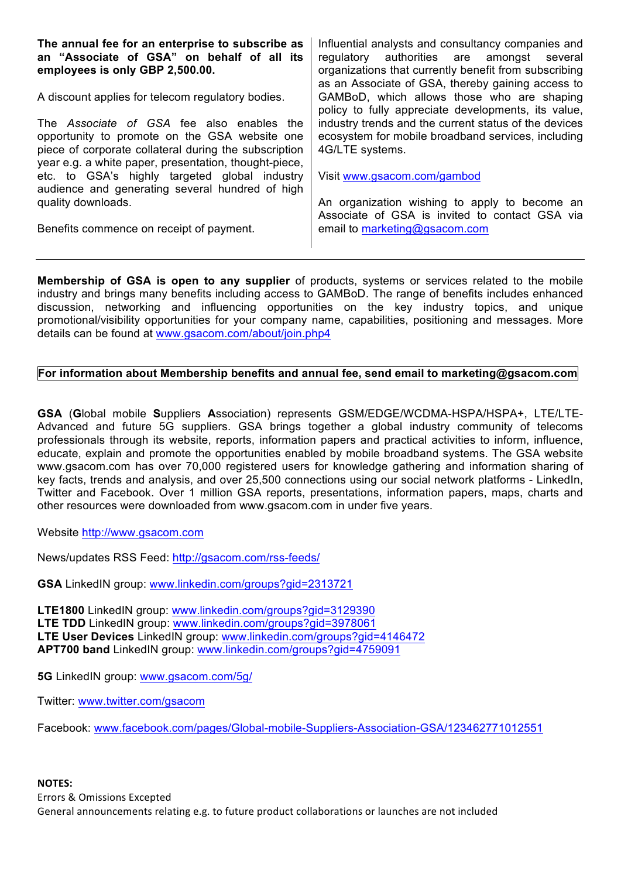**The annual fee for an enterprise to subscribe as an "Associate of GSA" on behalf of all its employees is only GBP 2,500.00.**

A discount applies for telecom regulatory bodies.

The *Associate of GSA* fee also enables the opportunity to promote on the GSA website one piece of corporate collateral during the subscription year e.g. a white paper, presentation, thought-piece, etc. to GSA's highly targeted global industry audience and generating several hundred of high quality downloads.

Benefits commence on receipt of payment.

Influential analysts and consultancy companies and regulatory authorities are amongst several organizations that currently benefit from subscribing as an Associate of GSA, thereby gaining access to GAMBoD, which allows those who are shaping policy to fully appreciate developments, its value, industry trends and the current status of the devices ecosystem for mobile broadband services, including 4G/LTE systems.

Visit www.gsacom.com/gambod

An organization wishing to apply to become an Associate of GSA is invited to contact GSA via email to marketing@gsacom.com

---

**Membership of GSA is open to any supplier** of products, systems or services related to the mobile industry and brings many benefits including access to GAMBoD. The range of benefits includes enhanced discussion, networking and influencing opportunities on the key industry topics, and unique promotional/visibility opportunities for your company name, capabilities, positioning and messages. More details can be found at www.gsacom.com/about/join.php4

**For information about Membership benefits and annual fee, send email to marketing@gsacom.com**

**GSA** (**G**lobal mobile **S**uppliers **A**ssociation) represents GSM/EDGE/WCDMA-HSPA/HSPA+, LTE/LTE-Advanced and future 5G suppliers. GSA brings together a global industry community of telecoms professionals through its website, reports, information papers and practical activities to inform, influence, educate, explain and promote the opportunities enabled by mobile broadband systems. The GSA website www.gsacom.com has over 70,000 registered users for knowledge gathering and information sharing of key facts, trends and analysis, and over 25,500 connections using our social network platforms - LinkedIn, Twitter and Facebook. Over 1 million GSA reports, presentations, information papers, maps, charts and other resources were downloaded from www.gsacom.com in under five years.

Website http://www.gsacom.com

News/updates RSS Feed: http://gsacom.com/rss-feeds/

**GSA** LinkedIN group: www.linkedin.com/groups?gid=2313721

**LTE1800** LinkedIN group: www.linkedin.com/groups?gid=3129390
**LTE TDD** LinkedIN group: www.linkedin.com/groups?gid=3978061
**LTE User Devices** LinkedIN group: www.linkedin.com/groups?gid=4146472
**APT700 band** LinkedIN group: www.linkedin.com/groups?gid=4759091

**5G** LinkedIN group: www.gsacom.com/5g/

Twitter: www.twitter.com/gsacom

Facebook: www.facebook.com/pages/Global-mobile-Suppliers-Association-GSA/123462771012551

**NOTES:**
Errors & Omissions Excepted
General announcements relating e.g. to future product collaborations or launches are not included